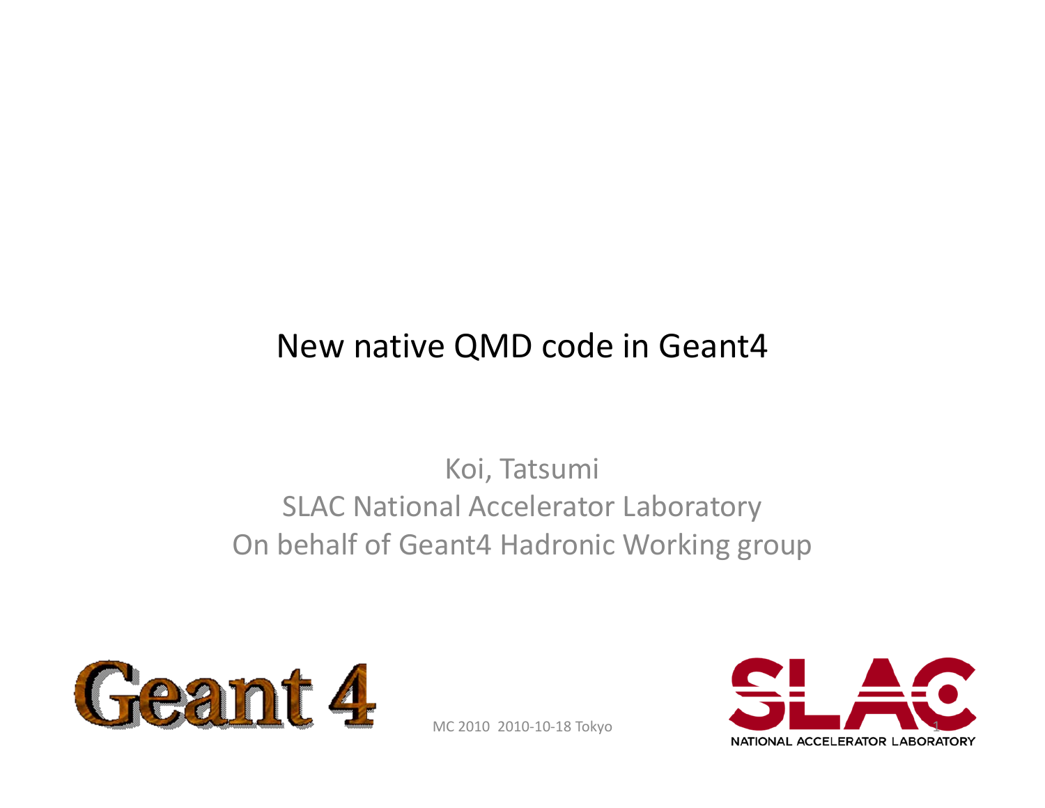# New native QMD code in Geant4

Koi, Tatsumi

SLAC National Accelerator Laboratory

On behalf of Geant4 Hadronic Working group

MC 2010 2010-10-18 Tokyo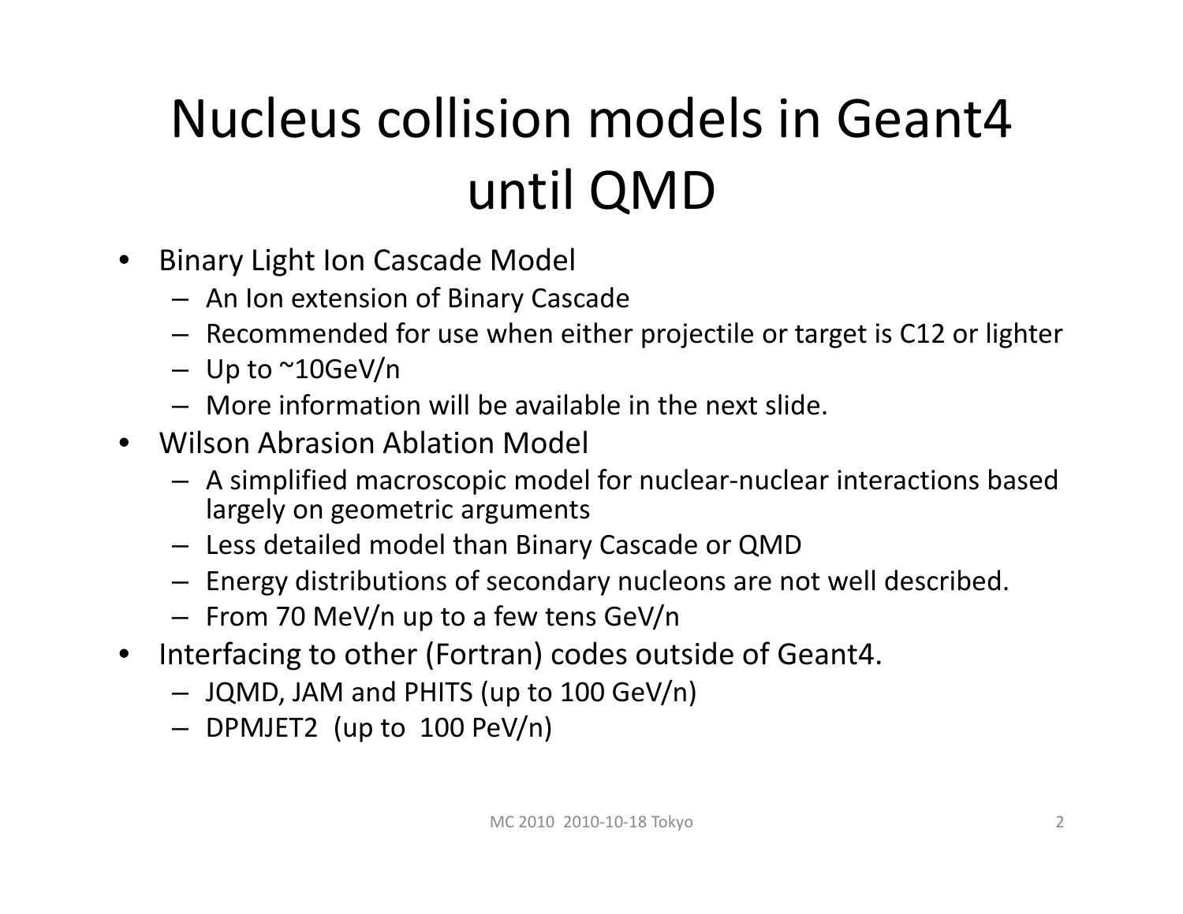# Nucleus collision models in Geant4 until QMD

- Binary Light Ion Cascade Model
  - An Ion extension of Binary Cascade
  - Recommended for use when either projectile or target is C12 or lighter
  - Up to ~10GeV/n
  - More information will be available in the next slide.
- Wilson Abrasion Ablation Model
  - A simplified macroscopic model for nuclear-nuclear interactions based largely on geometric arguments
  - Less detailed model than Binary Cascade or QMD
  - Energy distributions of secondary nucleons are not well described.
  - From 70 MeV/n up to a few tens GeV/n
- Interfacing to other (Fortran) codes outside of Geant4.
  - JQMD, JAM and PHITS (up to 100 GeV/n)
  - DPMJET2 (up to 100 PeV/n)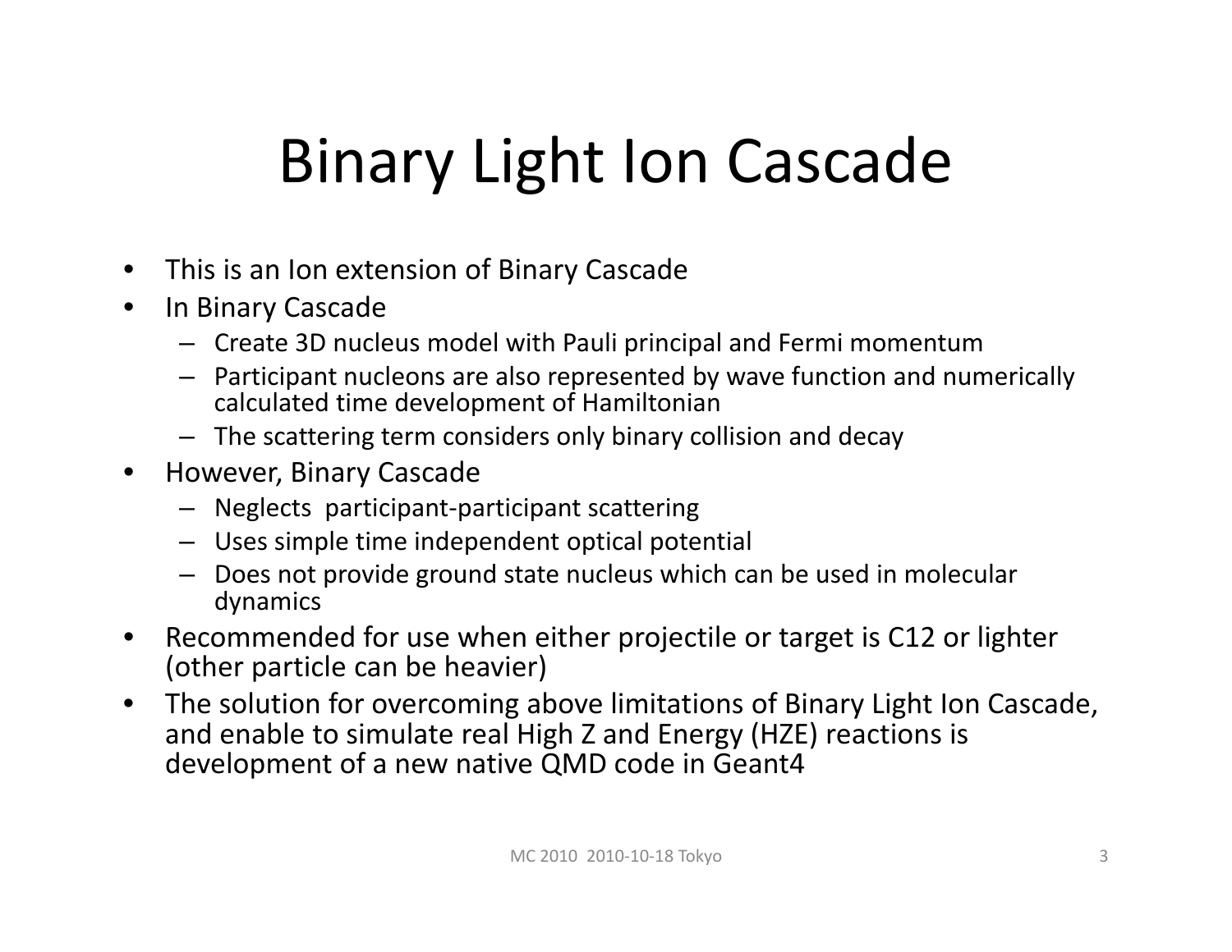# Binary Light Ion Cascade

- This is an Ion extension of Binary Cascade
- In Binary Cascade
  - Create 3D nucleus model with Pauli principal and Fermi momentum
  - Participant nucleons are also represented by wave function and numerically calculated time development of Hamiltonian
  - The scattering term considers only binary collision and decay
- However, Binary Cascade
  - Neglects participant-participant scattering
  - Uses simple time independent optical potential
  - Does not provide ground state nucleus which can be used in molecular dynamics
- Recommended for use when either projectile or target is C12 or lighter (other particle can be heavier)
- The solution for overcoming above limitations of Binary Light Ion Cascade, and enable to simulate real High Z and Energy (HZE) reactions is development of a new native QMD code in Geant4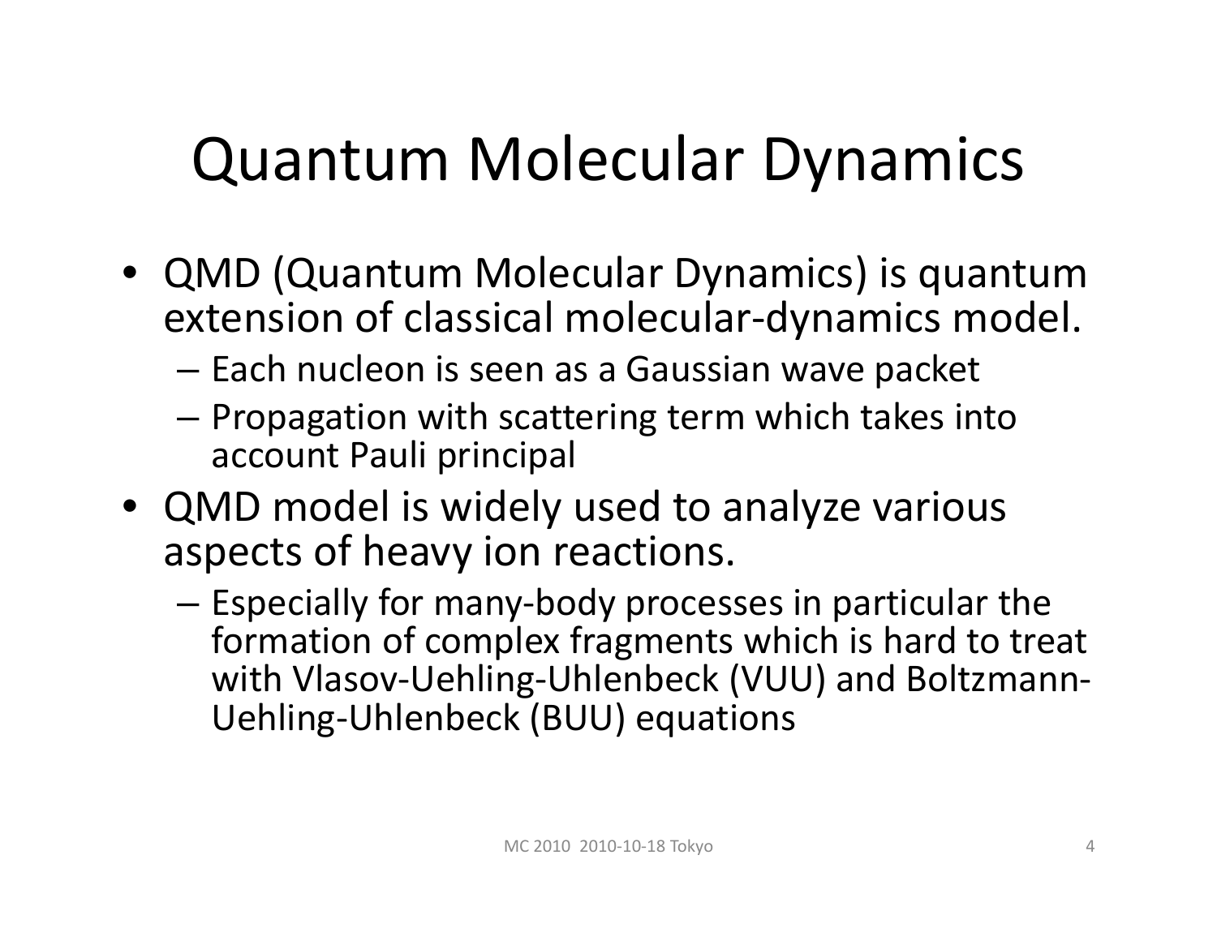# Quantum Molecular Dynamics

- QMD (Quantum Molecular Dynamics) is quantum extension of classical molecular-dynamics model.
  - Each nucleon is seen as a Gaussian wave packet
  - Propagation with scattering term which takes into account Pauli principal
- QMD model is widely used to analyze various aspects of heavy ion reactions.
  - Especially for many-body processes in particular the formation of complex fragments which is hard to treat with Vlasov-Uehling-Uhlenbeck (VUU) and Boltzmann-Uehling-Uhlenbeck (BUU) equations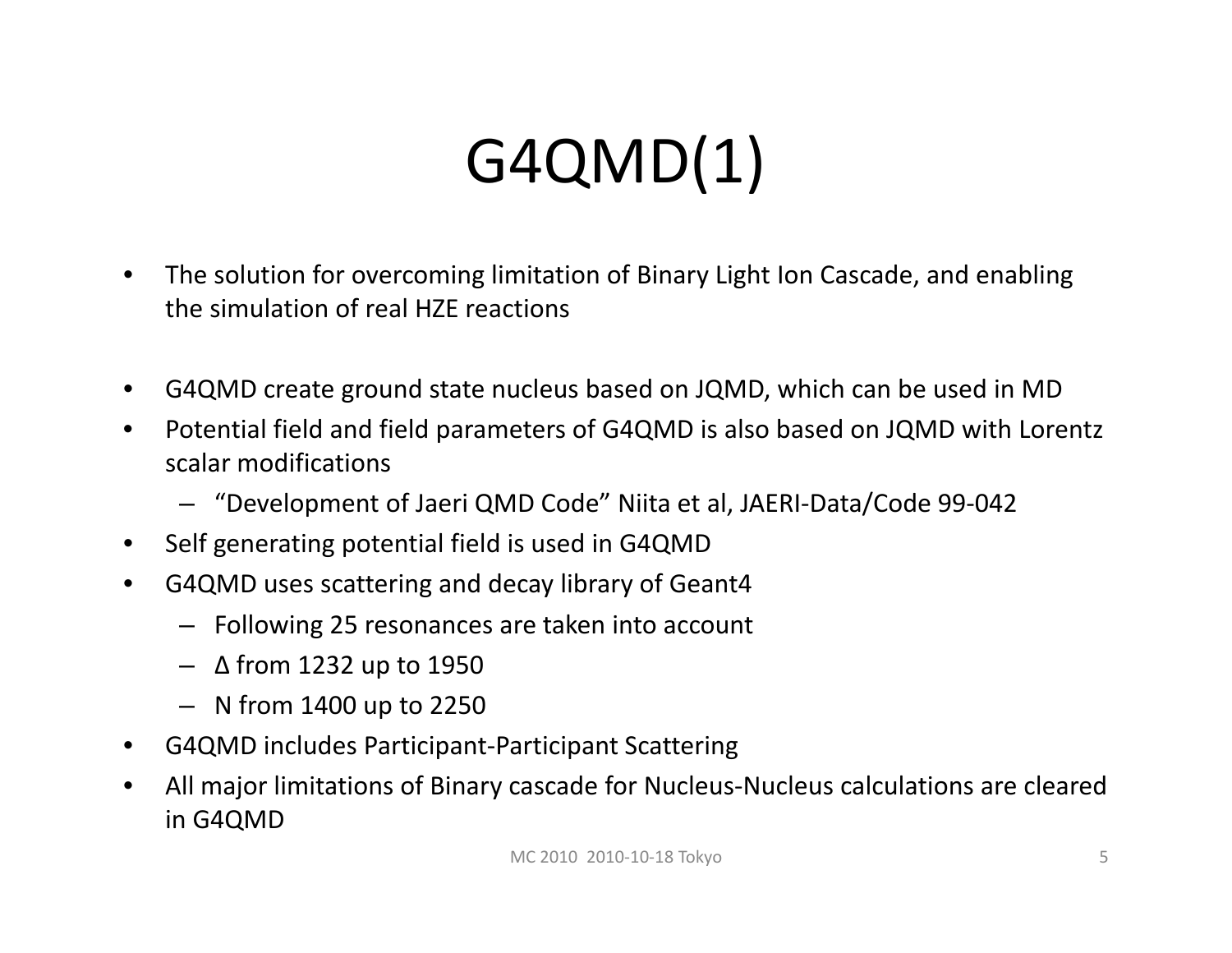# G4QMD(1)

- The solution for overcoming limitation of Binary Light Ion Cascade, and enabling the simulation of real HZE reactions

- G4QMD create ground state nucleus based on JQMD, which can be used in MD
- Potential field and field parameters of G4QMD is also based on JQMD with Lorentz scalar modifications
  - "Development of Jaeri QMD Code" Niita et al, JAERI-Data/Code 99-042
- Self generating potential field is used in G4QMD
- G4QMD uses scattering and decay library of Geant4
  - Following 25 resonances are taken into account
  - Δ from 1232 up to 1950
  - N from 1400 up to 2250
- G4QMD includes Participant-Participant Scattering
- All major limitations of Binary cascade for Nucleus-Nucleus calculations are cleared in G4QMD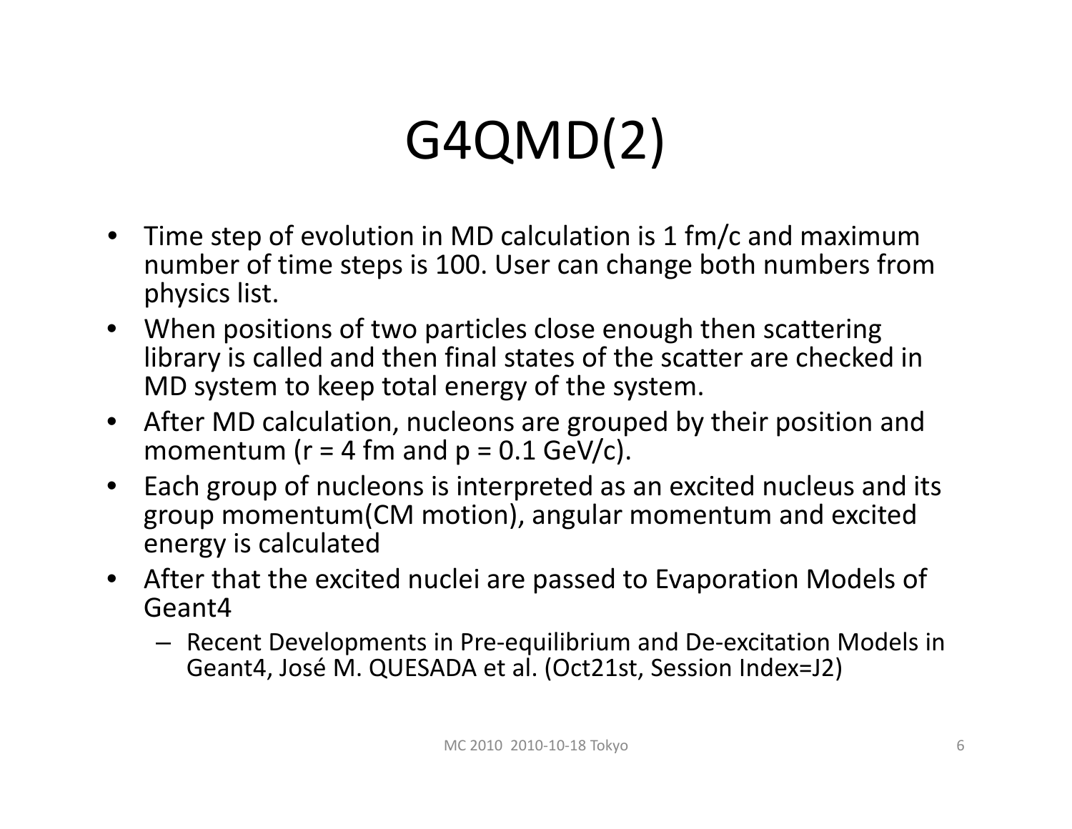# G4QMD(2)

- Time step of evolution in MD calculation is 1 fm/c and maximum number of time steps is 100. User can change both numbers from physics list.
- When positions of two particles close enough then scattering library is called and then final states of the scatter are checked in MD system to keep total energy of the system.
- After MD calculation, nucleons are grouped by their position and momentum ($r$ = 4 fm and $p$ = 0.1 GeV/c).
- Each group of nucleons is interpreted as an excited nucleus and its group momentum(CM motion), angular momentum and excited energy is calculated
- After that the excited nuclei are passed to Evaporation Models of Geant4
  - Recent Developments in Pre-equilibrium and De-excitation Models in Geant4, José M. QUESADA et al. (Oct21st, Session Index=J2)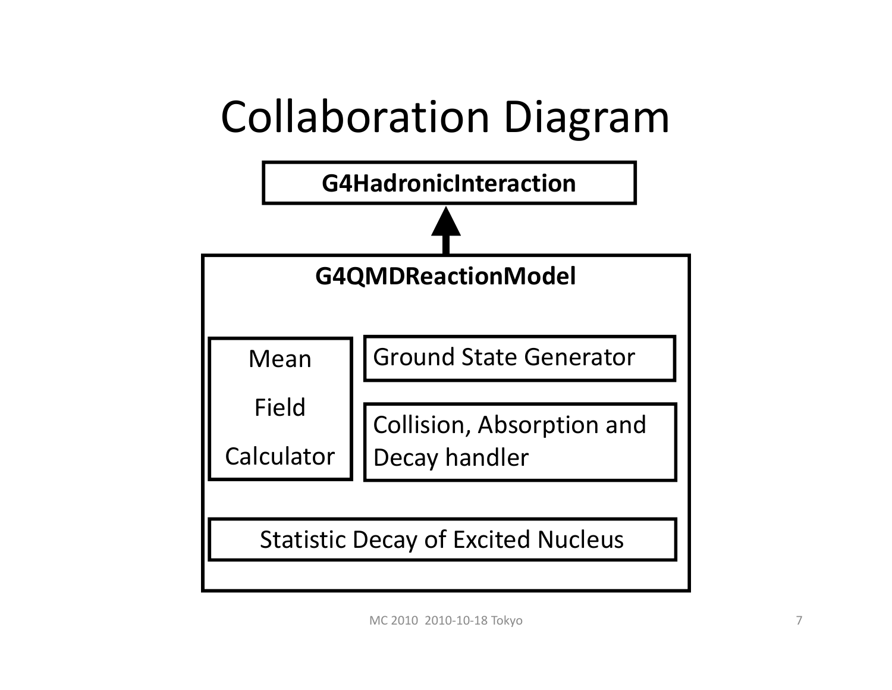# Collaboration Diagram

**G4HadronicInteraction**

**G4QMDReactionModel**

- Mean Field Calculator
- Ground State Generator
- Collision, Absorption and Decay handler
- Statistic Decay of Excited Nucleus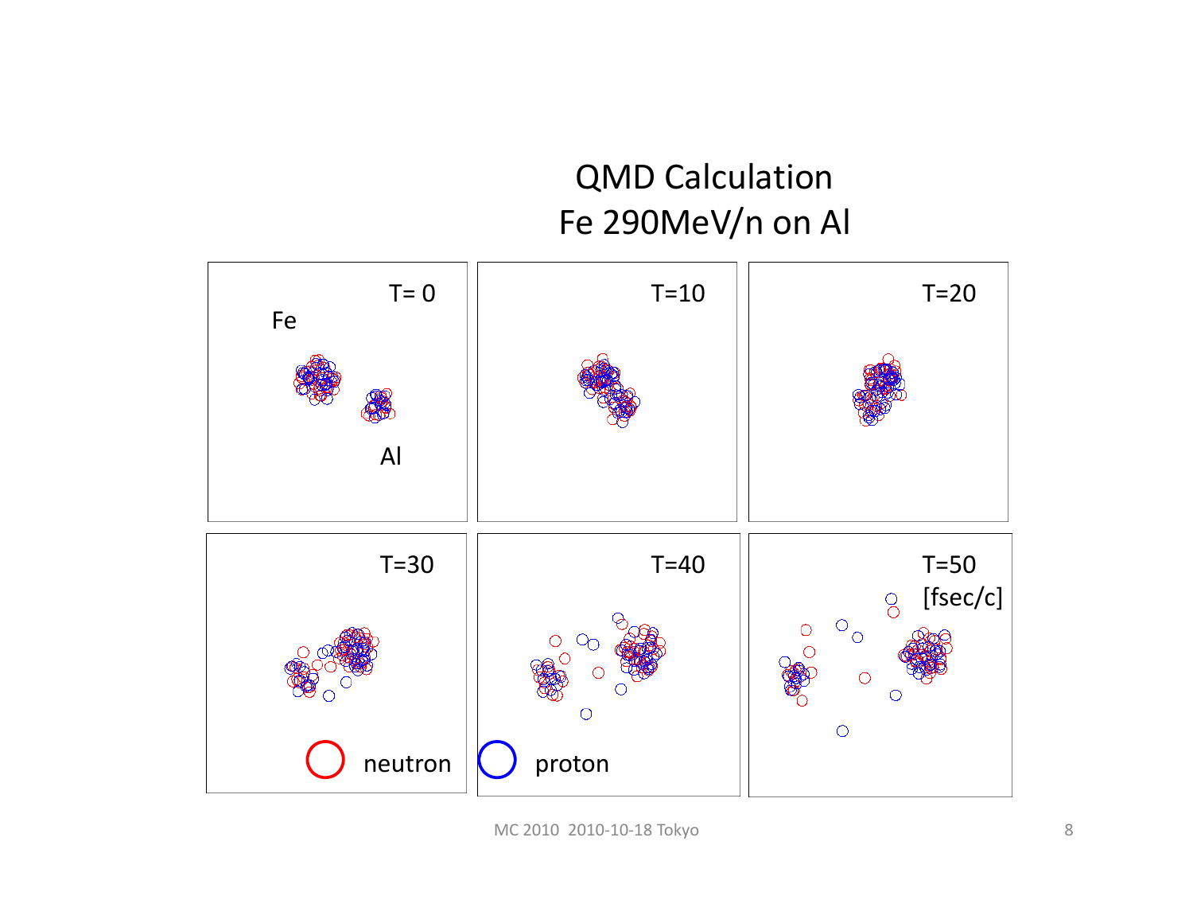# QMD Calculation
# Fe 290MeV/n on Al

T= 0

Fe

Al

T=10

T=20

T=30

T=40

T=50 [fsec/c]

neutron

proton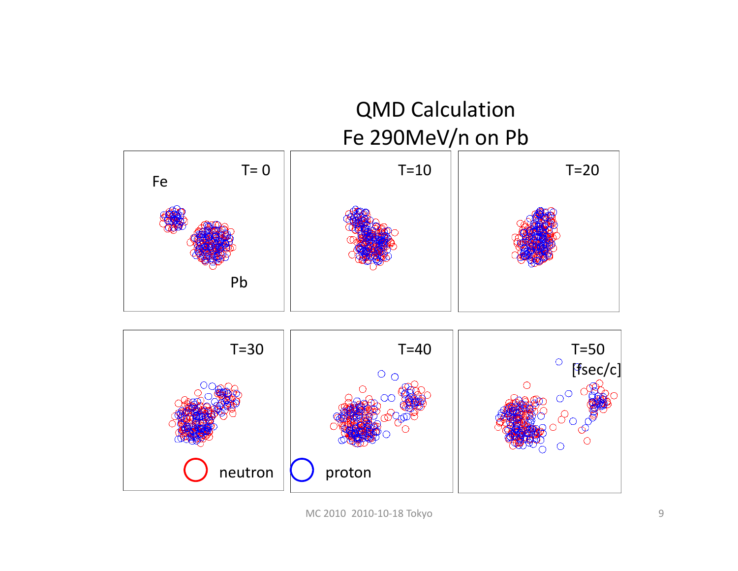# QMD Calculation
## Fe 290MeV/n on Pb

T= 0

Fe

Pb

T=10

T=20

T=30

T=40

T=50 [fsec/c]

neutron

proton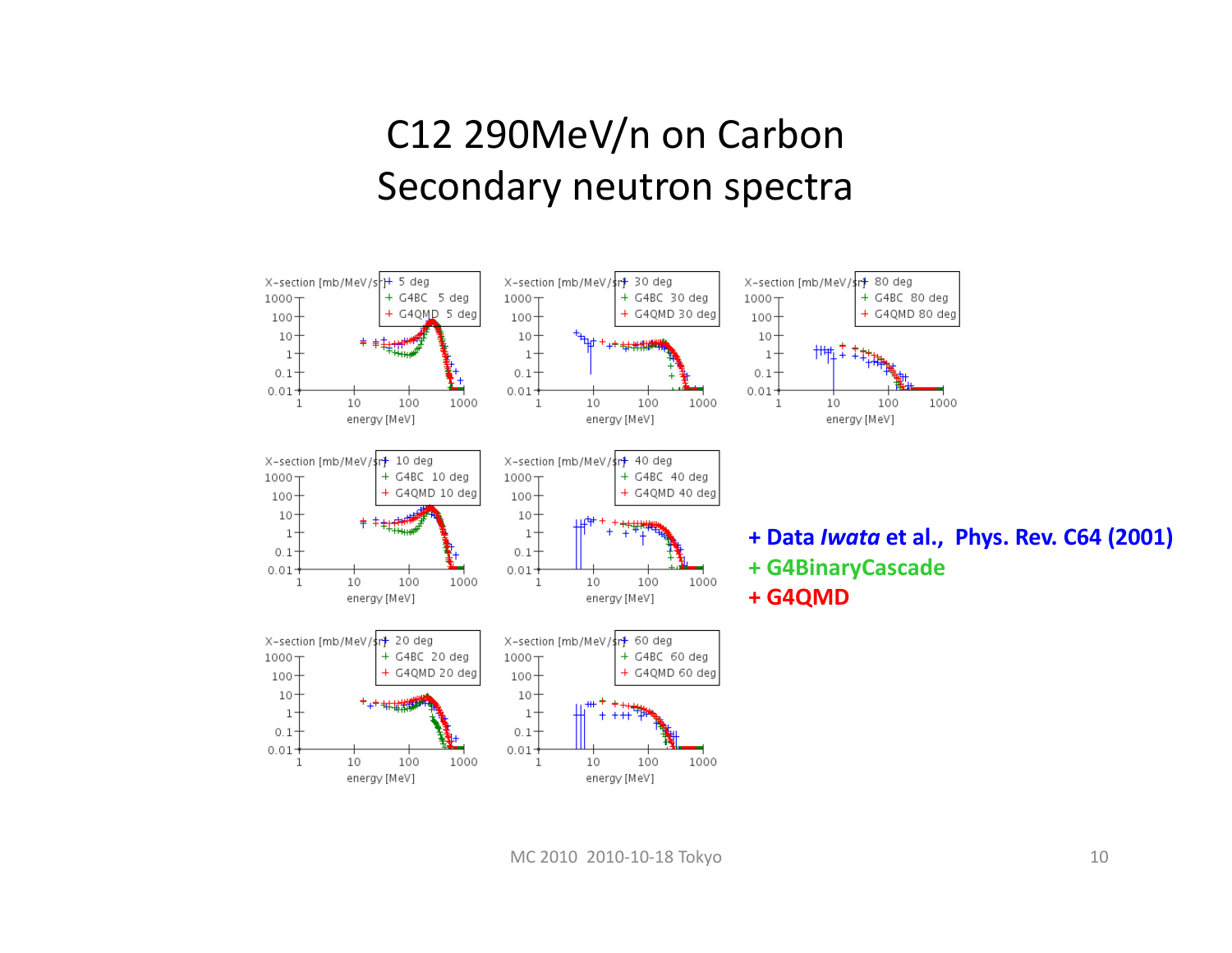# C12 290MeV/n on Carbon
# Secondary neutron spectra

+ Data *Iwata* et al., Phys. Rev. C64 (2001)

+ G4BinaryCascade

+ G4QMD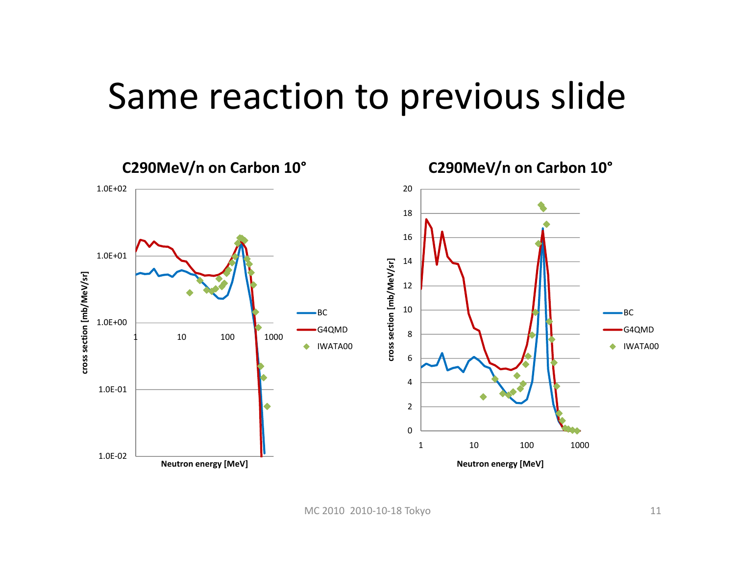# Same reaction to previous slide

**C290MeV/n on Carbon 10°**

**C290MeV/n on Carbon 10°**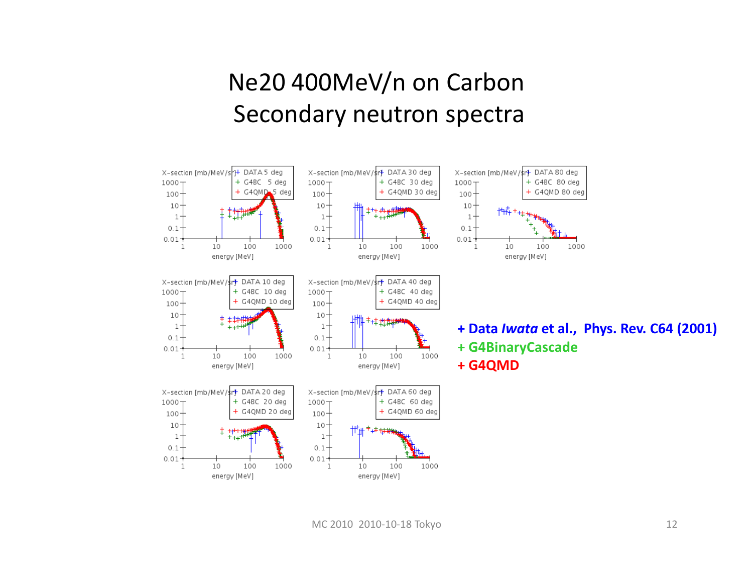# Ne20 400MeV/n on Carbon

# Secondary neutron spectra

+ Data *Iwata* et al., Phys. Rev. C64 (2001)

+ G4BinaryCascade

+ G4QMD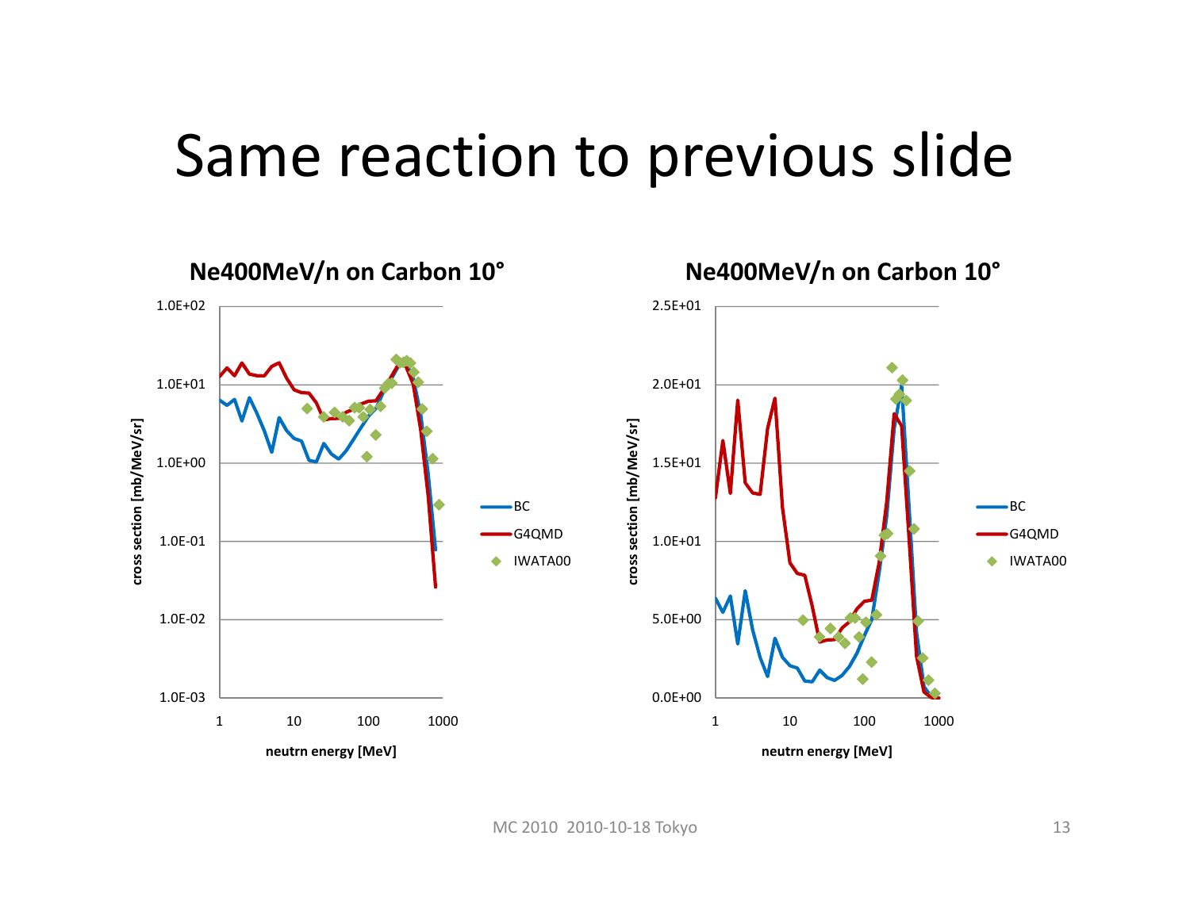# Same reaction to previous slide

**Ne400MeV/n on Carbon 10°**

cross section [mb/MeV/sr]

1.0E+02
1.0E+01
1.0E+00
1.0E-01
1.0E-02
1.0E-03

1 10 100 1000

neutrn energy [MeV]

BC
G4QMD
IWATA00

**Ne400MeV/n on Carbon 10°**

cross section [mb/MeV/sr]

2.5E+01
2.0E+01
1.5E+01
1.0E+01
5.0E+00
0.0E+00

1 10 100 1000

neutrn energy [MeV]

BC
G4QMD
IWATA00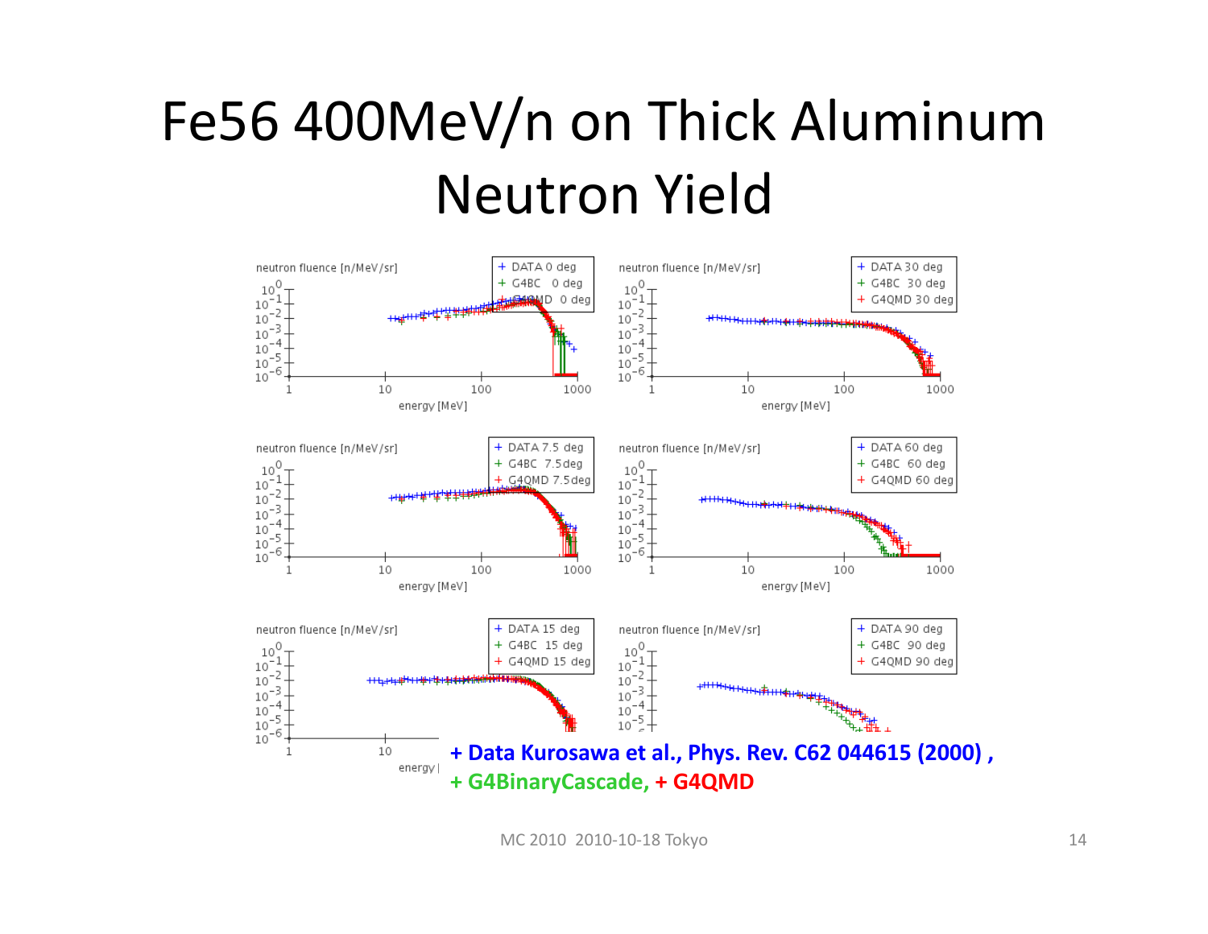# Fe56 400MeV/n on Thick Aluminum Neutron Yield

**+ Data Kurosawa et al., Phys. Rev. C62 044615 (2000) ,**
**+ G4BinaryCascade, + G4QMD**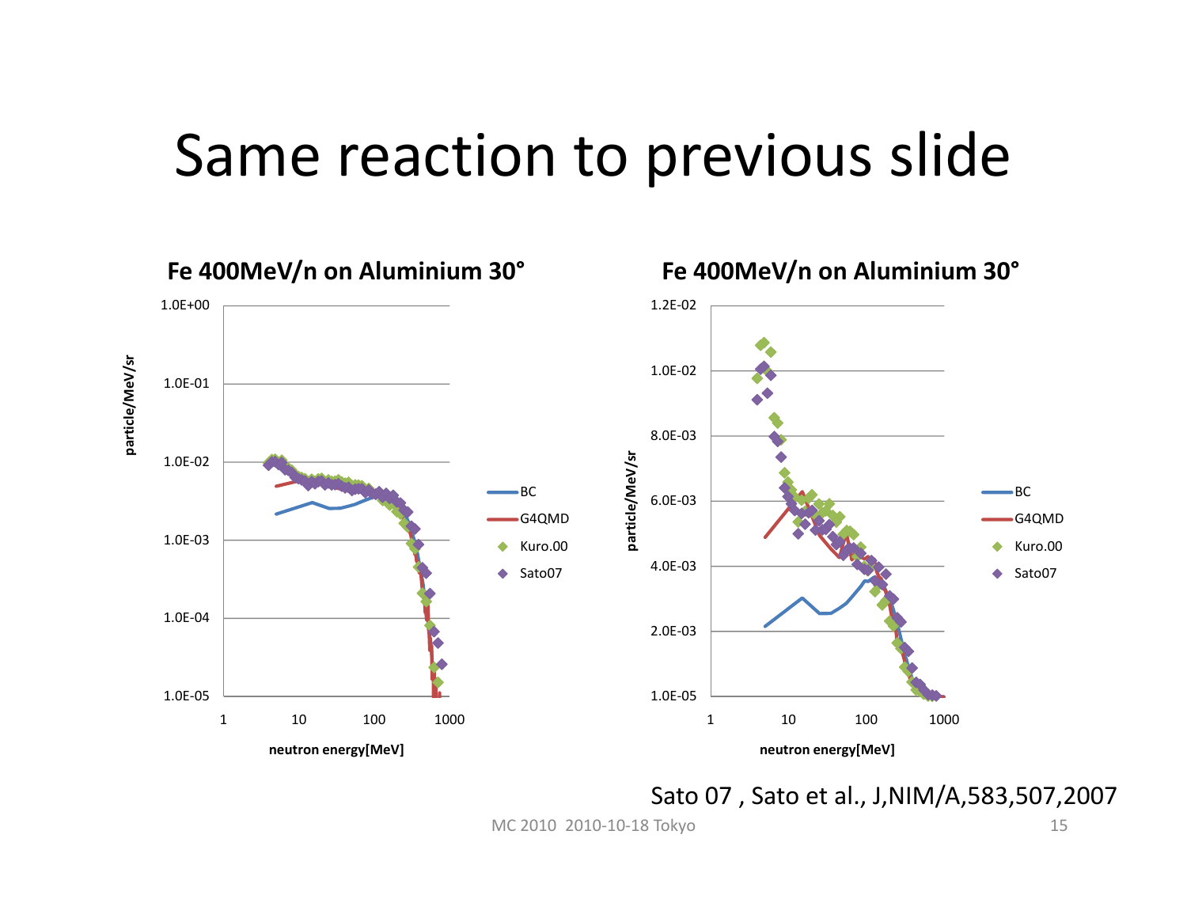# Same reaction to previous slide

**Fe 400MeV/n on Aluminium 30°**

**Fe 400MeV/n on Aluminium 30°**

Sato 07 , Sato et al., J,NIM/A,583,507,2007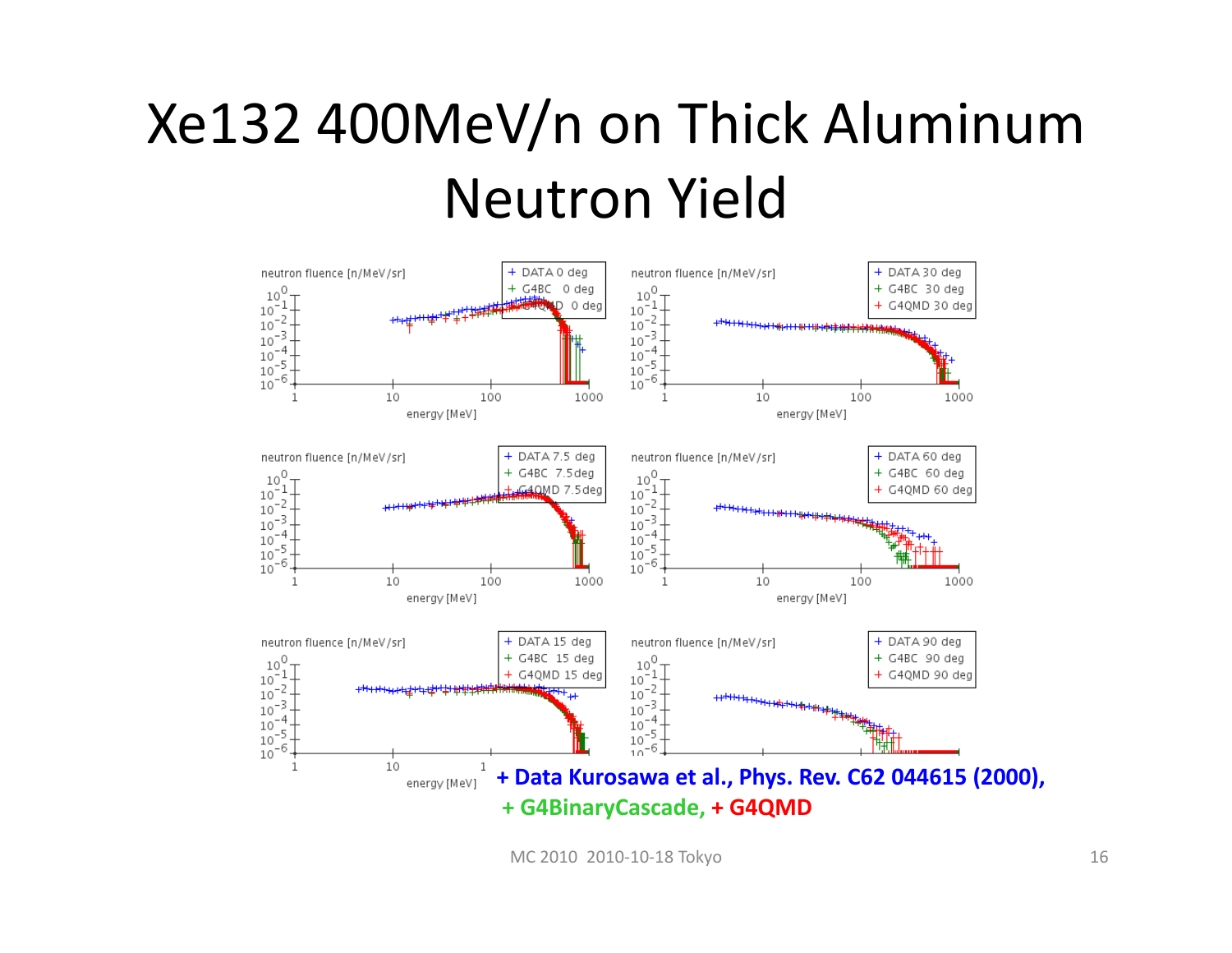# Xe132 400MeV/n on Thick Aluminum Neutron Yield

neutron fluence [n/MeV/sr] — DATA 0 deg, G4BC 0 deg, G4QMD 0 deg

neutron fluence [n/MeV/sr] — DATA 30 deg, G4BC 30 deg, G4QMD 30 deg

neutron fluence [n/MeV/sr] — DATA 7.5 deg, G4BC 7.5deg, G4QMD 7.5deg

neutron fluence [n/MeV/sr] — DATA 60 deg, G4BC 60 deg, G4QMD 60 deg

neutron fluence [n/MeV/sr] — DATA 15 deg, G4BC 15 deg, G4QMD 15 deg

neutron fluence [n/MeV/sr] — DATA 90 deg, G4BC 90 deg, G4QMD 90 deg

energy [MeV]

**+ Data Kurosawa et al., Phys. Rev. C62 044615 (2000),**
**+ G4BinaryCascade, + G4QMD**

MC 2010 2010-10-18 Tokyo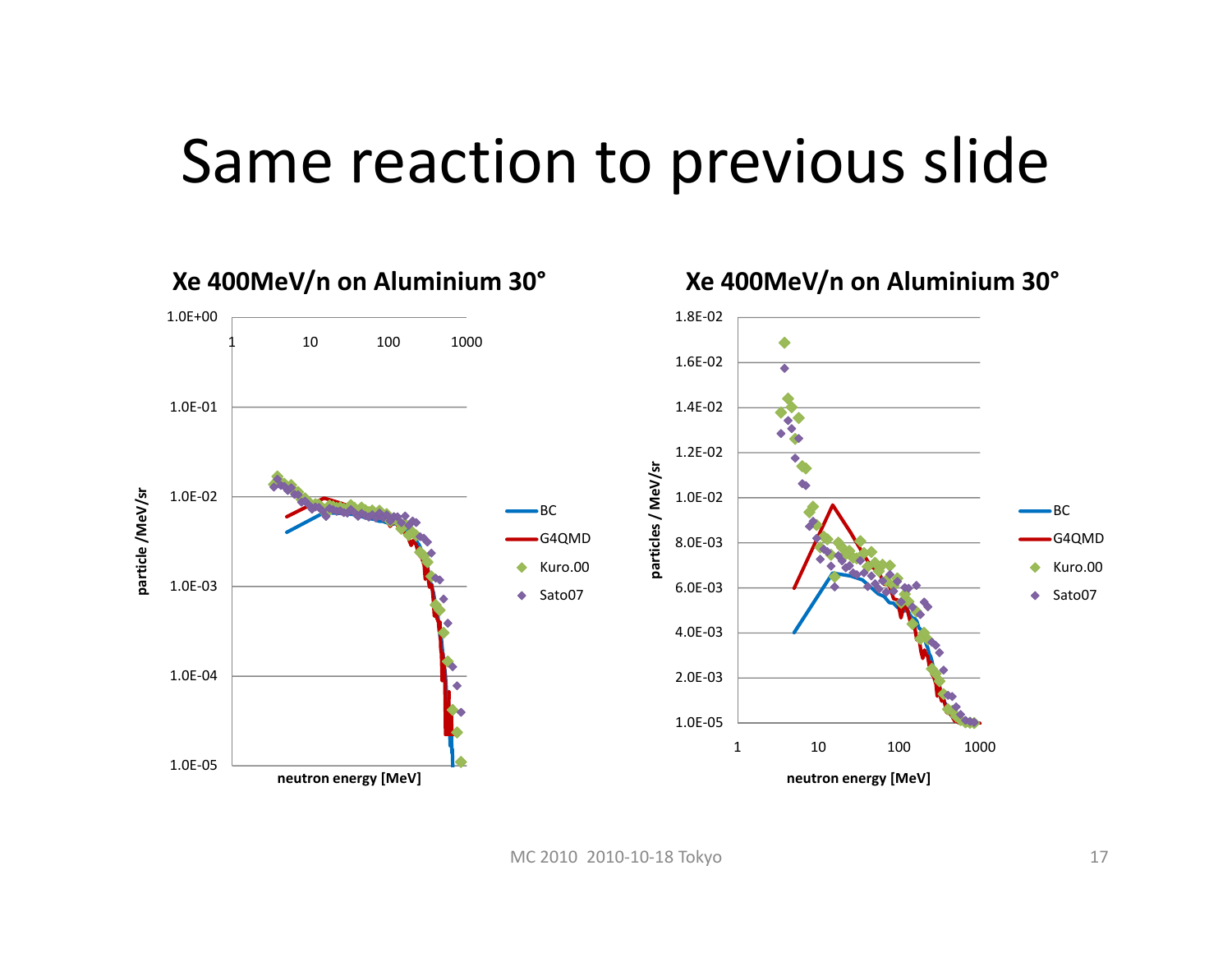# Same reaction to previous slide

**Xe 400MeV/n on Aluminium 30°**

**Xe 400MeV/n on Aluminium 30°**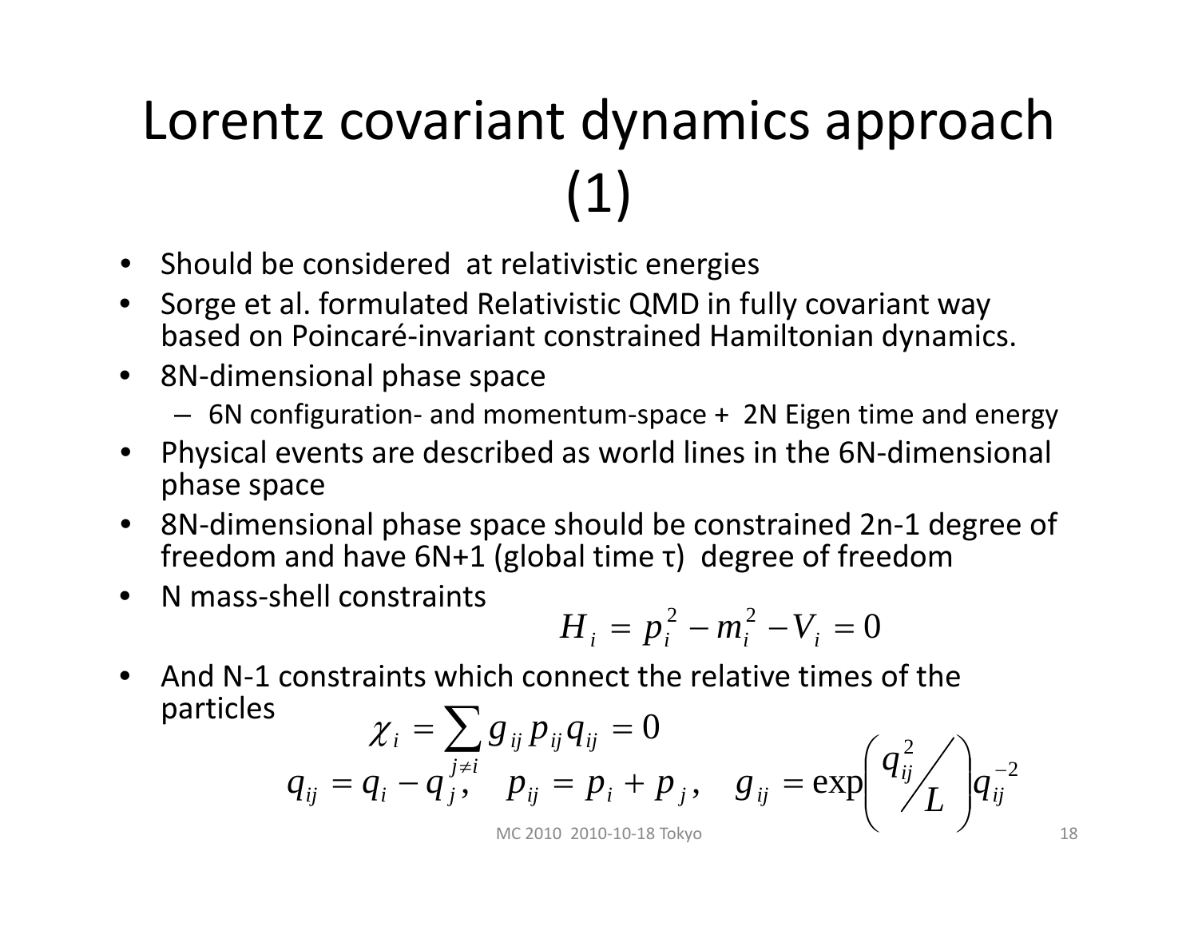# Lorentz covariant dynamics approach (1)

- Should be considered at relativistic energies
- Sorge et al. formulated Relativistic QMD in fully covariant way based on Poincaré-invariant constrained Hamiltonian dynamics.
- 8N-dimensional phase space
  - 6N configuration- and momentum-space + 2N Eigen time and energy
- Physical events are described as world lines in the 6N-dimensional phase space
- 8N-dimensional phase space should be constrained 2n-1 degree of freedom and have 6N+1 (global time τ) degree of freedom
- N mass-shell constraints

$$H_i = p_i^2 - m_i^2 - V_i = 0$$

- And N-1 constraints which connect the relative times of the particles

$$\chi_i = \sum_{j \neq i} g_{ij} p_{ij} q_{ij} = 0$$

$$q_{ij} = q_i - q_j, \quad p_{ij} = p_i + p_j, \quad g_{ij} = \exp\left( q_{ij}^2 \big/ L \right) q_{ij}^{-2}$$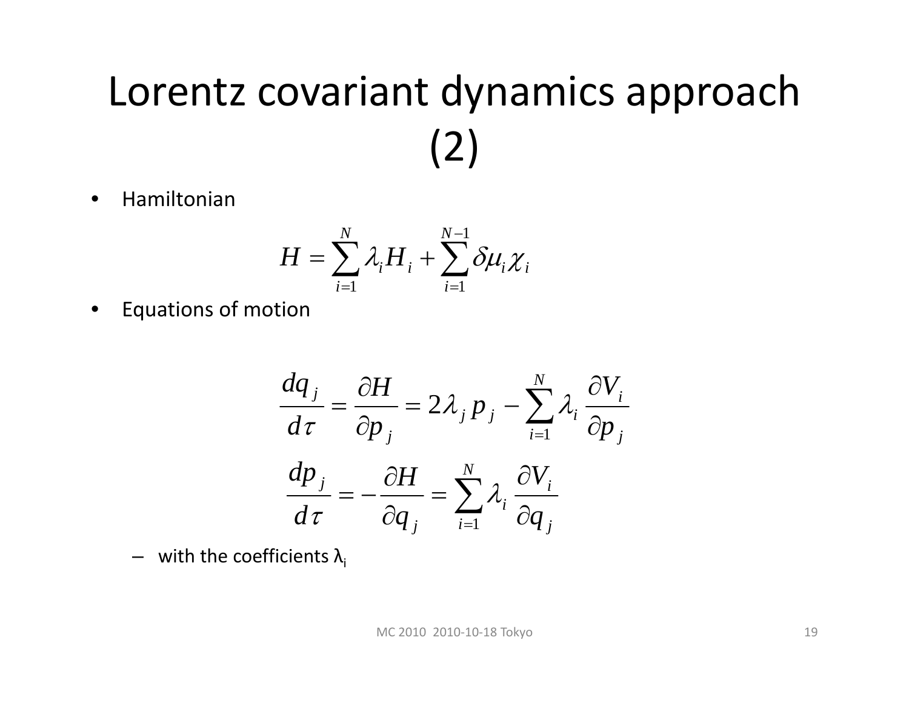# Lorentz covariant dynamics approach (2)

- Hamiltonian

$$H = \sum_{i=1}^{N} \lambda_i H_i + \sum_{i=1}^{N-1} \delta\mu_i \chi_i$$

- Equations of motion

$$\frac{dq_j}{d\tau} = \frac{\partial H}{\partial p_j} = 2\lambda_j p_j - \sum_{i=1}^{N} \lambda_i \frac{\partial V_i}{\partial p_j}$$

$$\frac{dp_j}{d\tau} = -\frac{\partial H}{\partial q_j} = \sum_{i=1}^{N} \lambda_i \frac{\partial V_i}{\partial q_j}$$

  - with the coefficients $\lambda_i$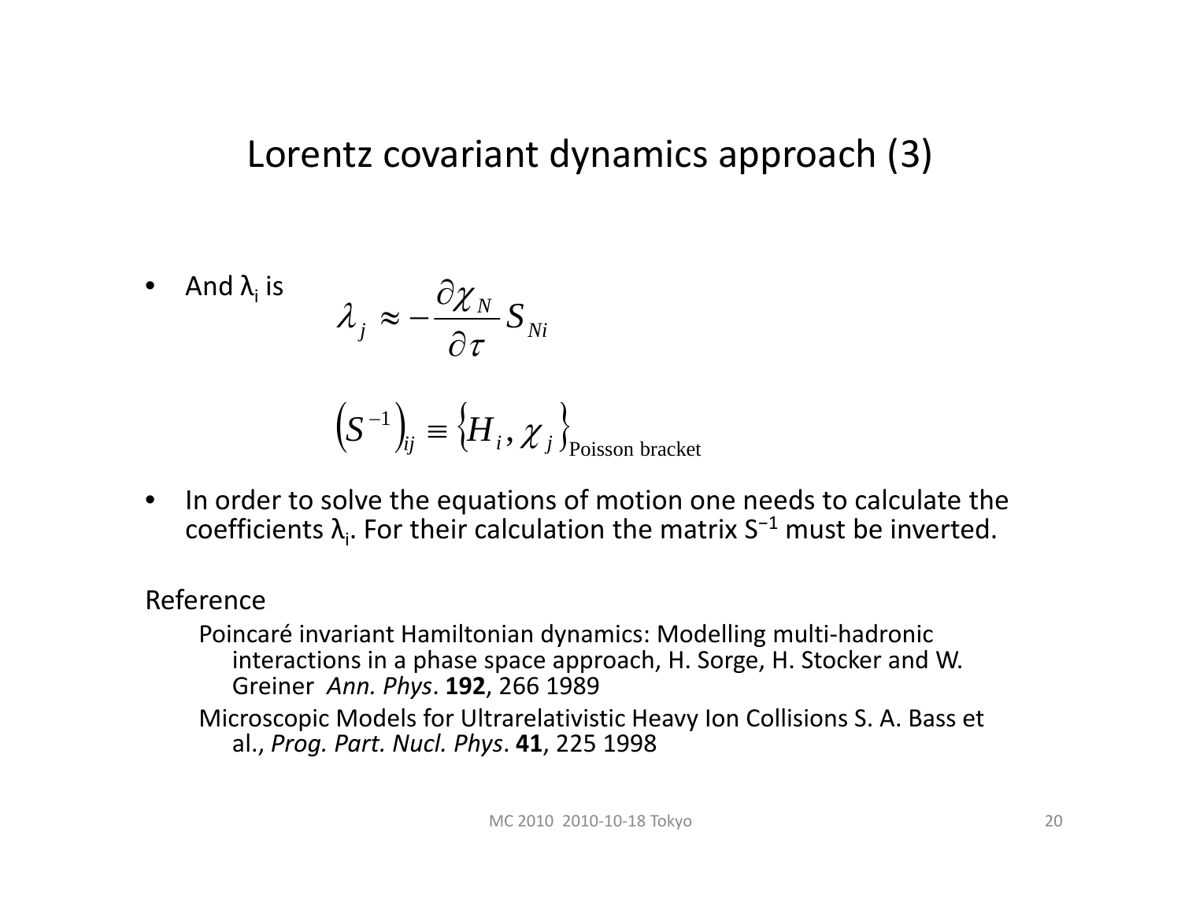# Lorentz covariant dynamics approach (3)

- And $\lambda_i$ is

$$\lambda_j \approx -\frac{\partial \chi_N}{\partial \tau} S_{Ni}$$

$$\left(S^{-1}\right)_{ij} \equiv \left\{H_i, \chi_j\right\}_{\text{Poisson bracket}}$$

- In order to solve the equations of motion one needs to calculate the coefficients $\lambda_i$. For their calculation the matrix $S^{-1}$ must be inverted.

Reference

Poincaré invariant Hamiltonian dynamics: Modelling multi-hadronic interactions in a phase space approach, H. Sorge, H. Stocker and W. Greiner *Ann. Phys*. **192**, 266 1989

Microscopic Models for Ultrarelativistic Heavy Ion Collisions S. A. Bass et al., *Prog. Part. Nucl. Phys*. **41**, 225 1998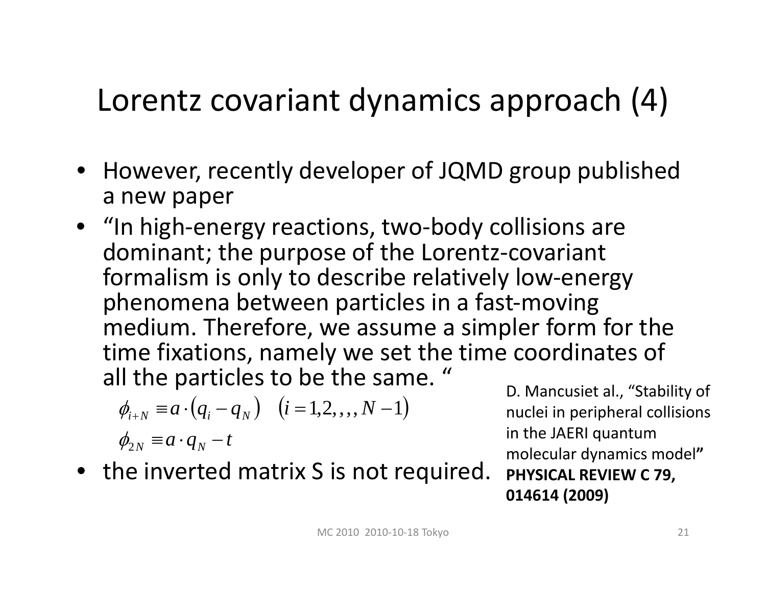# Lorentz covariant dynamics approach (4)

- However, recently developer of JQMD group published a new paper
- "In high-energy reactions, two-body collisions are dominant; the purpose of the Lorentz-covariant formalism is only to describe relatively low-energy phenomena between particles in a fast-moving medium. Therefore, we assume a simpler form for the time fixations, namely we set the time coordinates of all the particles to be the same. "

$$\phi_{i+N} \equiv a \cdot (q_i - q_N) \quad (i = 1, 2, , , , N-1)$$

$$\phi_{2N} \equiv a \cdot q_N - t$$

- the inverted matrix S is not required.

D. Mancusiet al., "Stability of nuclei in peripheral collisions in the JAERI quantum molecular dynamics model" **PHYSICAL REVIEW C 79, 014614 (2009)**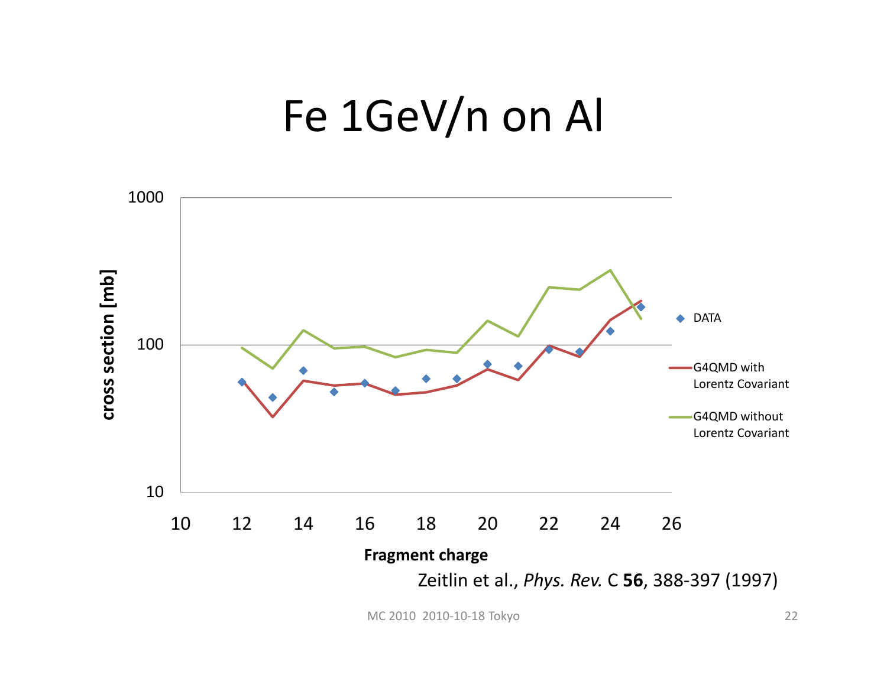# Fe 1GeV/n on Al

cross section [mb]

1000

100

10

10 12 14 16 18 20 22 24 26

Fragment charge

DATA

G4QMD with Lorentz Covariant

G4QMD without Lorentz Covariant

Zeitlin et al., *Phys. Rev.* C **56**, 388-397 (1997)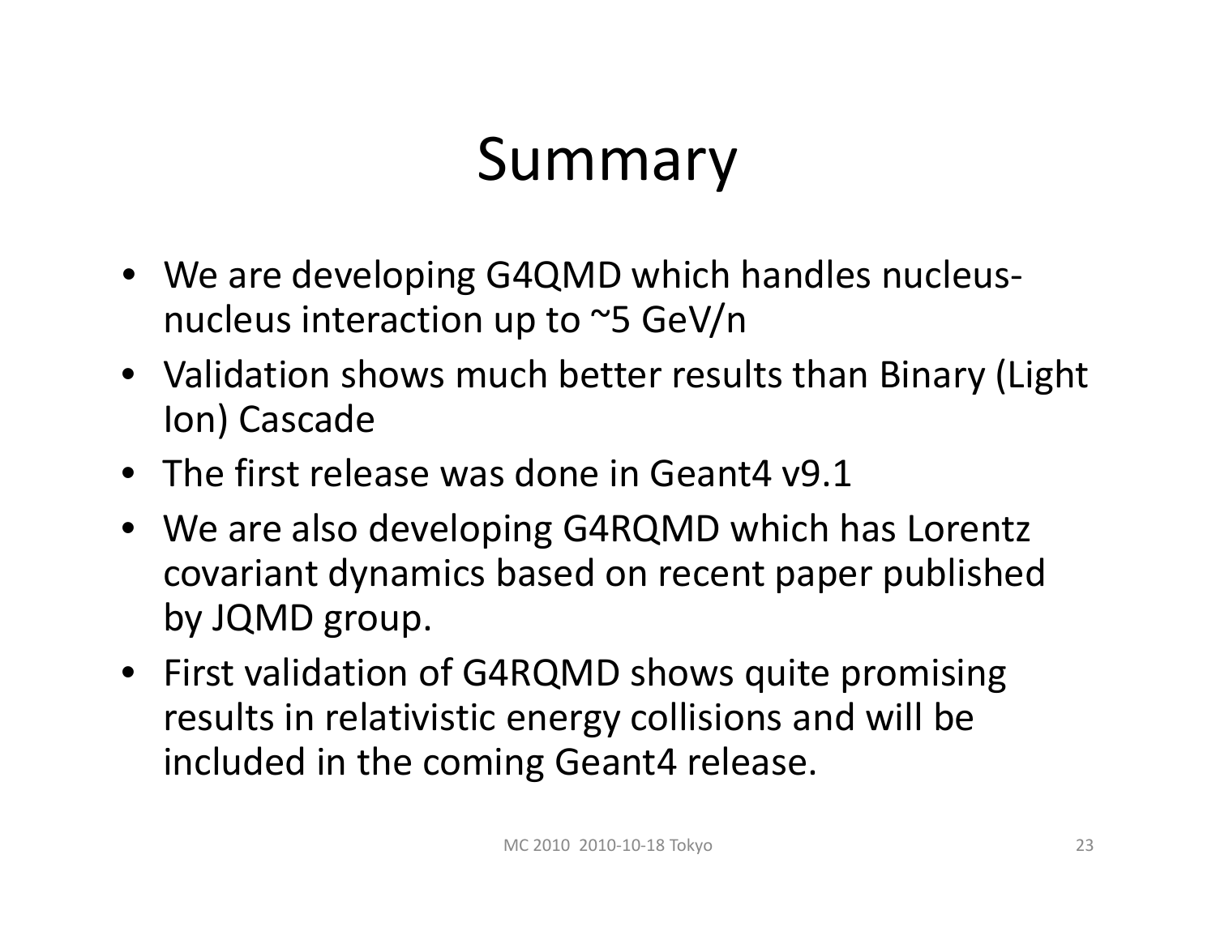# Summary

- We are developing G4QMD which handles nucleus-nucleus interaction up to ~5 GeV/n
- Validation shows much better results than Binary (Light Ion) Cascade
- The first release was done in Geant4 v9.1
- We are also developing G4RQMD which has Lorentz covariant dynamics based on recent paper published by JQMD group.
- First validation of G4RQMD shows quite promising results in relativistic energy collisions and will be included in the coming Geant4 release.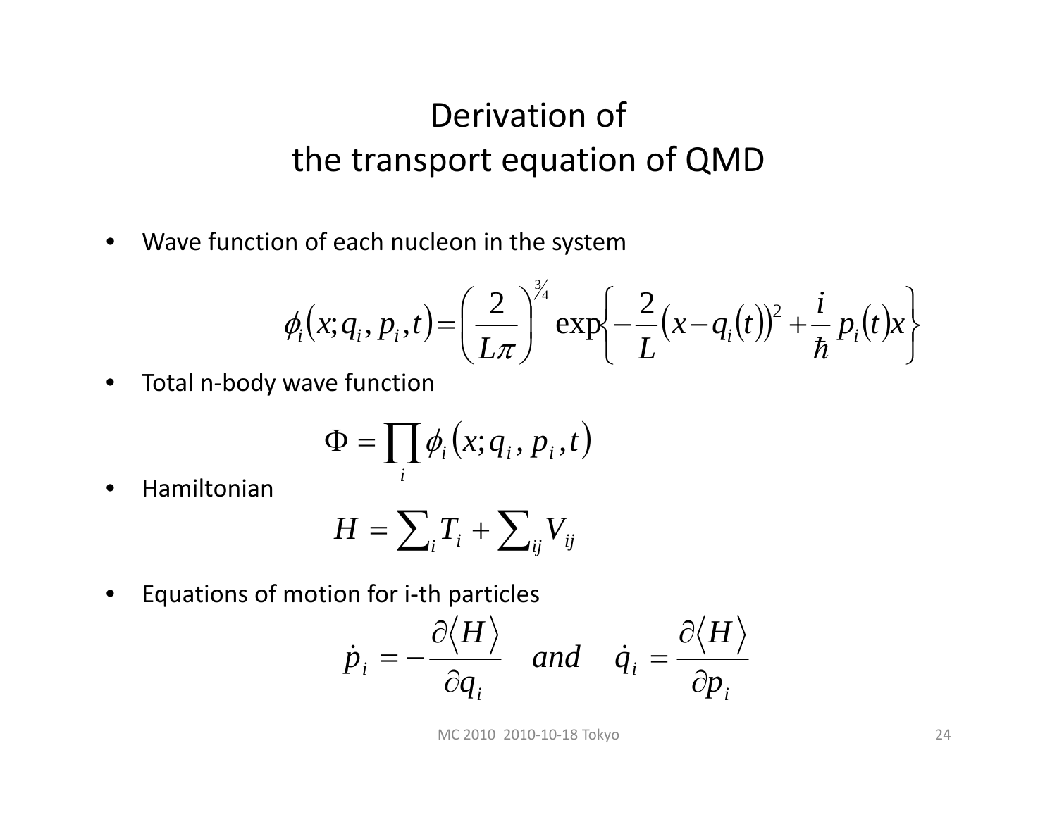# Derivation of the transport equation of QMD

- Wave function of each nucleon in the system

$$\phi_i(x;q_i,p_i,t) = \left(\frac{2}{L\pi}\right)^{3/4} \exp\left\{-\frac{2}{L}\left(x - q_i(t)\right)^2 + \frac{i}{\hbar} p_i(t) x\right\}$$

- Total n-body wave function

$$\Phi = \prod_i \phi_i(x;q_i,p_i,t)$$

- Hamiltonian

$$H = \sum_i T_i + \sum_{ij} V_{ij}$$

- Equations of motion for i-th particles

$$\dot{p}_i = -\frac{\partial\langle H\rangle}{\partial q_i} \quad and \quad \dot{q}_i = \frac{\partial\langle H\rangle}{\partial p_i}$$

MC 2010 2010-10-18 Tokyo